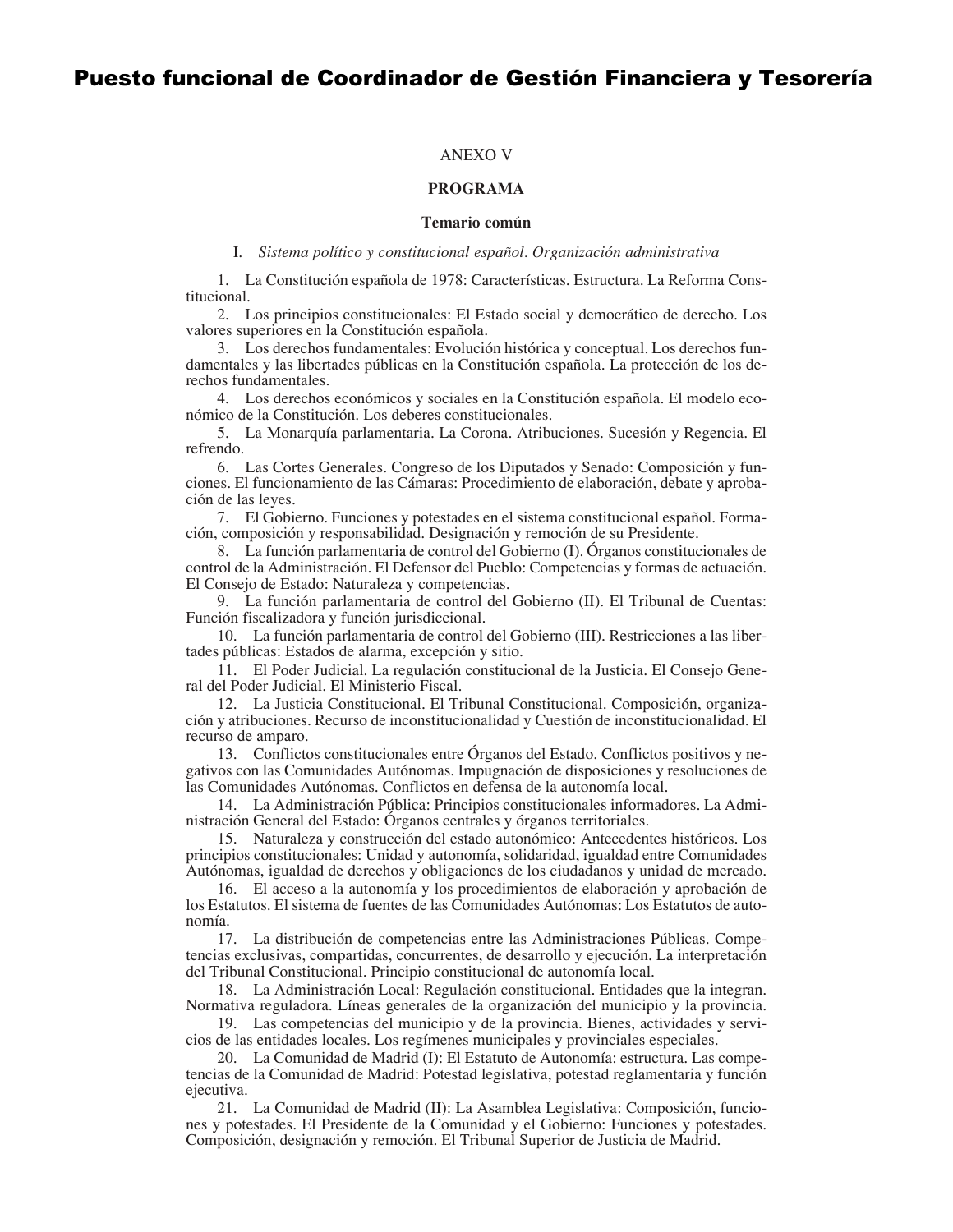# Puesto funcional de Coordinador de Gestión Financiera y Tesorería

ANEXO V

## PROGRAMA

### Temario común

I. *Sistema político y constitucional español. Organización administrativa*

1. La Constitución española de 1978: Características. Estructura. La Reforma Constitucional.
2. Los principios constitucionales: El Estado social y democrático de derecho. Los valores superiores en la Constitución española.
3. Los derechos fundamentales: Evolución histórica y conceptual. Los derechos fundamentales y las libertades públicas en la Constitución española. La protección de los derechos fundamentales.
4. Los derechos económicos y sociales en la Constitución española. El modelo económico de la Constitución. Los deberes constitucionales.
5. La Monarquía parlamentaria. La Corona. Atribuciones. Sucesión y Regencia. El refrendo.
6. Las Cortes Generales. Congreso de los Diputados y Senado: Composición y funciones. El funcionamiento de las Cámaras: Procedimiento de elaboración, debate y aprobación de las leyes.
7. El Gobierno. Funciones y potestades en el sistema constitucional español. Formación, composición y responsabilidad. Designación y remoción de su Presidente.
8. La función parlamentaria de control del Gobierno (I). Órganos constitucionales de control de la Administración. El Defensor del Pueblo: Competencias y formas de actuación. El Consejo de Estado: Naturaleza y competencias.
9. La función parlamentaria de control del Gobierno (II). El Tribunal de Cuentas: Función fiscalizadora y función jurisdiccional.
10. La función parlamentaria de control del Gobierno (III). Restricciones a las libertades públicas: Estados de alarma, excepción y sitio.
11. El Poder Judicial. La regulación constitucional de la Justicia. El Consejo General del Poder Judicial. El Ministerio Fiscal.
12. La Justicia Constitucional. El Tribunal Constitucional. Composición, organización y atribuciones. Recurso de inconstitucionalidad y Cuestión de inconstitucionalidad. El recurso de amparo.
13. Conflictos constitucionales entre Órganos del Estado. Conflictos positivos y negativos con las Comunidades Autónomas. Impugnación de disposiciones y resoluciones de las Comunidades Autónomas. Conflictos en defensa de la autonomía local.
14. La Administración Pública: Principios constitucionales informadores. La Administración General del Estado: Órganos centrales y órganos territoriales.
15. Naturaleza y construcción del estado autonómico: Antecedentes históricos. Los principios constitucionales: Unidad y autonomía, solidaridad, igualdad entre Comunidades Autónomas, igualdad de derechos y obligaciones de los ciudadanos y unidad de mercado.
16. El acceso a la autonomía y los procedimientos de elaboración y aprobación de los Estatutos. El sistema de fuentes de las Comunidades Autónomas: Los Estatutos de autonomía.
17. La distribución de competencias entre las Administraciones Públicas. Competencias exclusivas, compartidas, concurrentes, de desarrollo y ejecución. La interpretación del Tribunal Constitucional. Principio constitucional de autonomía local.
18. La Administración Local: Regulación constitucional. Entidades que la integran. Normativa reguladora. Líneas generales de la organización del municipio y la provincia.
19. Las competencias del municipio y de la provincia. Bienes, actividades y servicios de las entidades locales. Los regímenes municipales y provinciales especiales.
20. La Comunidad de Madrid (I): El Estatuto de Autonomía: estructura. Las competencias de la Comunidad de Madrid: Potestad legislativa, potestad reglamentaria y función ejecutiva.
21. La Comunidad de Madrid (II): La Asamblea Legislativa: Composición, funciones y potestades. El Presidente de la Comunidad y el Gobierno: Funciones y potestades. Composición, designación y remoción. El Tribunal Superior de Justicia de Madrid.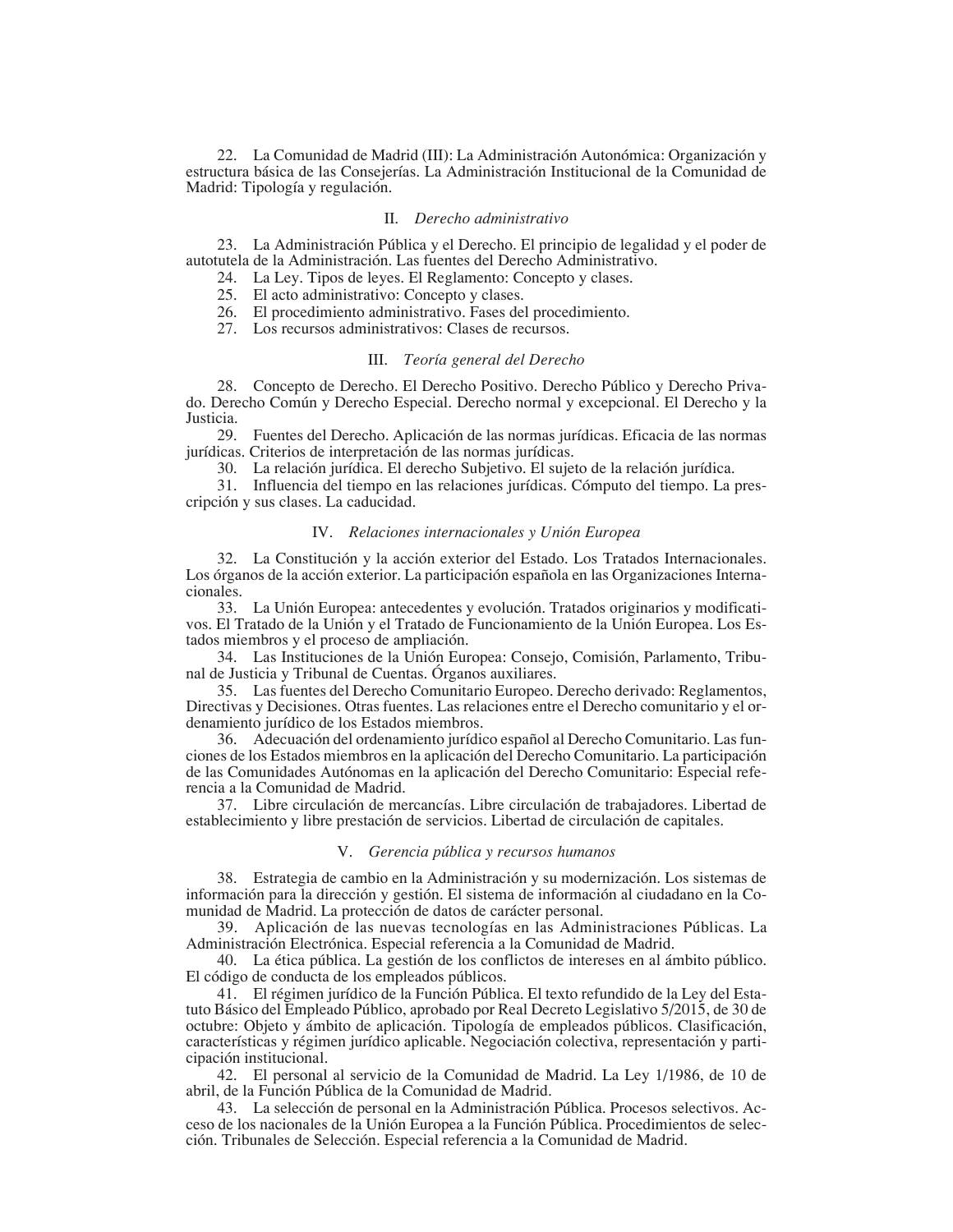22. La Comunidad de Madrid (III): La Administración Autonómica: Organización y estructura básica de las Consejerías. La Administración Institucional de la Comunidad de Madrid: Tipología y regulación.

## II. *Derecho administrativo*

23. La Administración Pública y el Derecho. El principio de legalidad y el poder de autotutela de la Administración. Las fuentes del Derecho Administrativo.

24. La Ley. Tipos de leyes. El Reglamento: Concepto y clases.

25. El acto administrativo: Concepto y clases.

26. El procedimiento administrativo. Fases del procedimiento.

27. Los recursos administrativos: Clases de recursos.

## III. *Teoría general del Derecho*

28. Concepto de Derecho. El Derecho Positivo. Derecho Público y Derecho Privado. Derecho Común y Derecho Especial. Derecho normal y excepcional. El Derecho y la Justicia.

29. Fuentes del Derecho. Aplicación de las normas jurídicas. Eficacia de las normas jurídicas. Criterios de interpretación de las normas jurídicas.

30. La relación jurídica. El derecho Subjetivo. El sujeto de la relación jurídica.

31. Influencia del tiempo en las relaciones jurídicas. Cómputo del tiempo. La prescripción y sus clases. La caducidad.

## IV. *Relaciones internacionales y Unión Europea*

32. La Constitución y la acción exterior del Estado. Los Tratados Internacionales. Los órganos de la acción exterior. La participación española en las Organizaciones Internacionales.

33. La Unión Europea: antecedentes y evolución. Tratados originarios y modificativos. El Tratado de la Unión y el Tratado de Funcionamiento de la Unión Europea. Los Estados miembros y el proceso de ampliación.

34. Las Instituciones de la Unión Europea: Consejo, Comisión, Parlamento, Tribunal de Justicia y Tribunal de Cuentas. Órganos auxiliares.

35. Las fuentes del Derecho Comunitario Europeo. Derecho derivado: Reglamentos, Directivas y Decisiones. Otras fuentes. Las relaciones entre el Derecho comunitario y el ordenamiento jurídico de los Estados miembros.

36. Adecuación del ordenamiento jurídico español al Derecho Comunitario. Las funciones de los Estados miembros en la aplicación del Derecho Comunitario. La participación de las Comunidades Autónomas en la aplicación del Derecho Comunitario: Especial referencia a la Comunidad de Madrid.

37. Libre circulación de mercancías. Libre circulación de trabajadores. Libertad de establecimiento y libre prestación de servicios. Libertad de circulación de capitales.

## V. *Gerencia pública y recursos humanos*

38. Estrategia de cambio en la Administración y su modernización. Los sistemas de información para la dirección y gestión. El sistema de información al ciudadano en la Comunidad de Madrid. La protección de datos de carácter personal.

39. Aplicación de las nuevas tecnologías en las Administraciones Públicas. La Administración Electrónica. Especial referencia a la Comunidad de Madrid.

40. La ética pública. La gestión de los conflictos de intereses en al ámbito público. El código de conducta de los empleados públicos.

41. El régimen jurídico de la Función Pública. El texto refundido de la Ley del Estatuto Básico del Empleado Público, aprobado por Real Decreto Legislativo 5/2015, de 30 de octubre: Objeto y ámbito de aplicación. Tipología de empleados públicos. Clasificación, características y régimen jurídico aplicable. Negociación colectiva, representación y participación institucional.

42. El personal al servicio de la Comunidad de Madrid. La Ley 1/1986, de 10 de abril, de la Función Pública de la Comunidad de Madrid.

43. La selección de personal en la Administración Pública. Procesos selectivos. Acceso de los nacionales de la Unión Europea a la Función Pública. Procedimientos de selección. Tribunales de Selección. Especial referencia a la Comunidad de Madrid.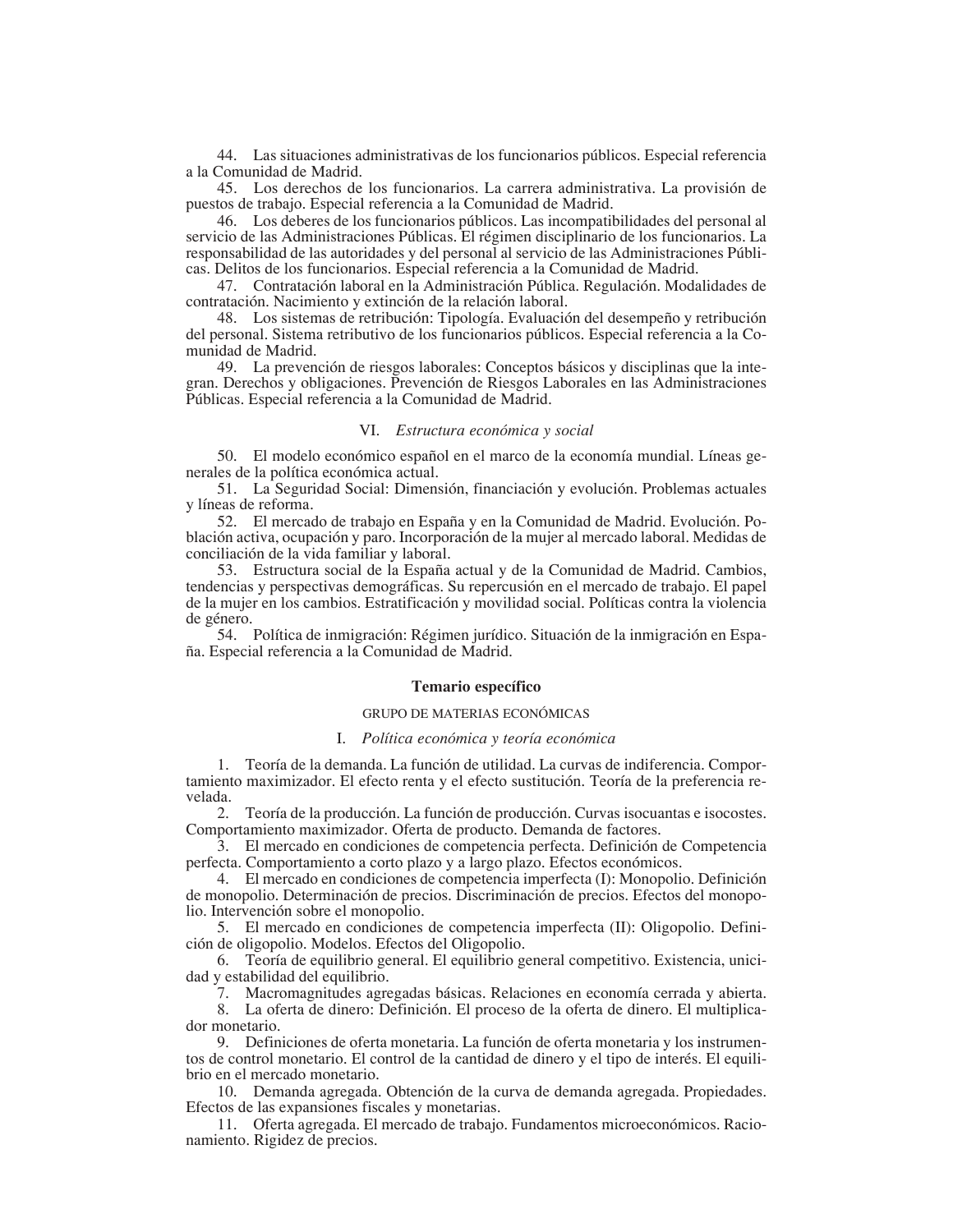44. Las situaciones administrativas de los funcionarios públicos. Especial referencia a la Comunidad de Madrid.

45. Los derechos de los funcionarios. La carrera administrativa. La provisión de puestos de trabajo. Especial referencia a la Comunidad de Madrid.

46. Los deberes de los funcionarios públicos. Las incompatibilidades del personal al servicio de las Administraciones Públicas. El régimen disciplinario de los funcionarios. La responsabilidad de las autoridades y del personal al servicio de las Administraciones Públicas. Delitos de los funcionarios. Especial referencia a la Comunidad de Madrid.

47. Contratación laboral en la Administración Pública. Regulación. Modalidades de contratación. Nacimiento y extinción de la relación laboral.

48. Los sistemas de retribución: Tipología. Evaluación del desempeño y retribución del personal. Sistema retributivo de los funcionarios públicos. Especial referencia a la Comunidad de Madrid.

49. La prevención de riesgos laborales: Conceptos básicos y disciplinas que la integran. Derechos y obligaciones. Prevención de Riesgos Laborales en las Administraciones Públicas. Especial referencia a la Comunidad de Madrid.

### VI. *Estructura económica y social*

50. El modelo económico español en el marco de la economía mundial. Líneas generales de la política económica actual.

51. La Seguridad Social: Dimensión, financiación y evolución. Problemas actuales y líneas de reforma.

52. El mercado de trabajo en España y en la Comunidad de Madrid. Evolución. Población activa, ocupación y paro. Incorporación de la mujer al mercado laboral. Medidas de conciliación de la vida familiar y laboral.

53. Estructura social de la España actual y de la Comunidad de Madrid. Cambios, tendencias y perspectivas demográficas. Su repercusión en el mercado de trabajo. El papel de la mujer en los cambios. Estratificación y movilidad social. Políticas contra la violencia de género.

54. Política de inmigración: Régimen jurídico. Situación de la inmigración en España. Especial referencia a la Comunidad de Madrid.

## Temario específico

### GRUPO DE MATERIAS ECONÓMICAS

### I. *Política económica y teoría económica*

1. Teoría de la demanda. La función de utilidad. La curvas de indiferencia. Comportamiento maximizador. El efecto renta y el efecto sustitución. Teoría de la preferencia revelada.

2. Teoría de la producción. La función de producción. Curvas isocuantas e isocostes. Comportamiento maximizador. Oferta de producto. Demanda de factores.

3. El mercado en condiciones de competencia perfecta. Definición de Competencia perfecta. Comportamiento a corto plazo y a largo plazo. Efectos económicos.

4. El mercado en condiciones de competencia imperfecta (I): Monopolio. Definición de monopolio. Determinación de precios. Discriminación de precios. Efectos del monopolio. Intervención sobre el monopolio.

5. El mercado en condiciones de competencia imperfecta (II): Oligopolio. Definición de oligopolio. Modelos. Efectos del Oligopolio.

6. Teoría de equilibrio general. El equilibrio general competitivo. Existencia, unicidad y estabilidad del equilibrio.

7. Macromagnitudes agregadas básicas. Relaciones en economía cerrada y abierta.

8. La oferta de dinero: Definición. El proceso de la oferta de dinero. El multiplicador monetario.

9. Definiciones de oferta monetaria. La función de oferta monetaria y los instrumentos de control monetario. El control de la cantidad de dinero y el tipo de interés. El equilibrio en el mercado monetario.

10. Demanda agregada. Obtención de la curva de demanda agregada. Propiedades. Efectos de las expansiones fiscales y monetarias.

11. Oferta agregada. El mercado de trabajo. Fundamentos microeconómicos. Racionamiento. Rigidez de precios.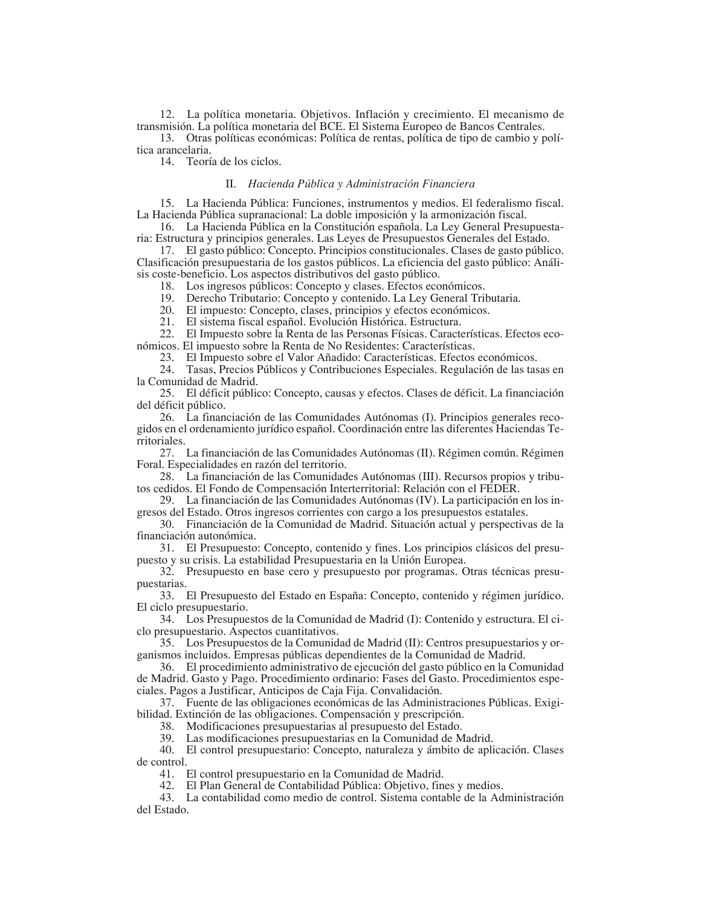12. La política monetaria. Objetivos. Inflación y crecimiento. El mecanismo de transmisión. La política monetaria del BCE. El Sistema Europeo de Bancos Centrales.

13. Otras políticas económicas: Política de rentas, política de tipo de cambio y política arancelaria.

14. Teoría de los ciclos.

## II. *Hacienda Pública y Administración Financiera*

15. La Hacienda Pública: Funciones, instrumentos y medios. El federalismo fiscal. La Hacienda Pública supranacional: La doble imposición y la armonización fiscal.

16. La Hacienda Pública en la Constitución española. La Ley General Presupuestaria: Estructura y principios generales. Las Leyes de Presupuestos Generales del Estado.

17. El gasto público: Concepto. Principios constitucionales. Clases de gasto público. Clasificación presupuestaria de los gastos públicos. La eficiencia del gasto público: Análisis coste-beneficio. Los aspectos distributivos del gasto público.

18. Los ingresos públicos: Concepto y clases. Efectos económicos.

19. Derecho Tributario: Concepto y contenido. La Ley General Tributaria.

20. El impuesto: Concepto, clases, principios y efectos económicos.

21. El sistema fiscal español. Evolución Histórica. Estructura.

22. El Impuesto sobre la Renta de las Personas Físicas. Características. Efectos económicos. El impuesto sobre la Renta de No Residentes: Características.

23. El Impuesto sobre el Valor Añadido: Características. Efectos económicos.

24. Tasas, Precios Públicos y Contribuciones Especiales. Regulación de las tasas en la Comunidad de Madrid.

25. El déficit público: Concepto, causas y efectos. Clases de déficit. La financiación del déficit público.

26. La financiación de las Comunidades Autónomas (I). Principios generales recogidos en el ordenamiento jurídico español. Coordinación entre las diferentes Haciendas Territoriales.

27. La financiación de las Comunidades Autónomas (II). Régimen común. Régimen Foral. Especialidades en razón del territorio.

28. La financiación de las Comunidades Autónomas (III). Recursos propios y tributos cedidos. El Fondo de Compensación Interterritorial: Relación con el FEDER.

29. La financiación de las Comunidades Autónomas (IV). La participación en los ingresos del Estado. Otros ingresos corrientes con cargo a los presupuestos estatales.

30. Financiación de la Comunidad de Madrid. Situación actual y perspectivas de la financiación autonómica.

31. El Presupuesto: Concepto, contenido y fines. Los principios clásicos del presupuesto y su crisis. La estabilidad Presupuestaria en la Unión Europea.

32. Presupuesto en base cero y presupuesto por programas. Otras técnicas presupuestarias.

33. El Presupuesto del Estado en España: Concepto, contenido y régimen jurídico. El ciclo presupuestario.

34. Los Presupuestos de la Comunidad de Madrid (I): Contenido y estructura. El ciclo presupuestario. Aspectos cuantitativos.

35. Los Presupuestos de la Comunidad de Madrid (II): Centros presupuestarios y organismos incluidos. Empresas públicas dependientes de la Comunidad de Madrid.

36. El procedimiento administrativo de ejecución del gasto público en la Comunidad de Madrid. Gasto y Pago. Procedimiento ordinario: Fases del Gasto. Procedimientos especiales. Pagos a Justificar, Anticipos de Caja Fija. Convalidación.

37. Fuente de las obligaciones económicas de las Administraciones Públicas. Exigibilidad. Extinción de las obligaciones. Compensación y prescripción.

38. Modificaciones presupuestarias al presupuesto del Estado.

39. Las modificaciones presupuestarias en la Comunidad de Madrid.

40. El control presupuestario: Concepto, naturaleza y ámbito de aplicación. Clases de control.

41. El control presupuestario en la Comunidad de Madrid.

42. El Plan General de Contabilidad Pública: Objetivo, fines y medios.

43. La contabilidad como medio de control. Sistema contable de la Administración del Estado.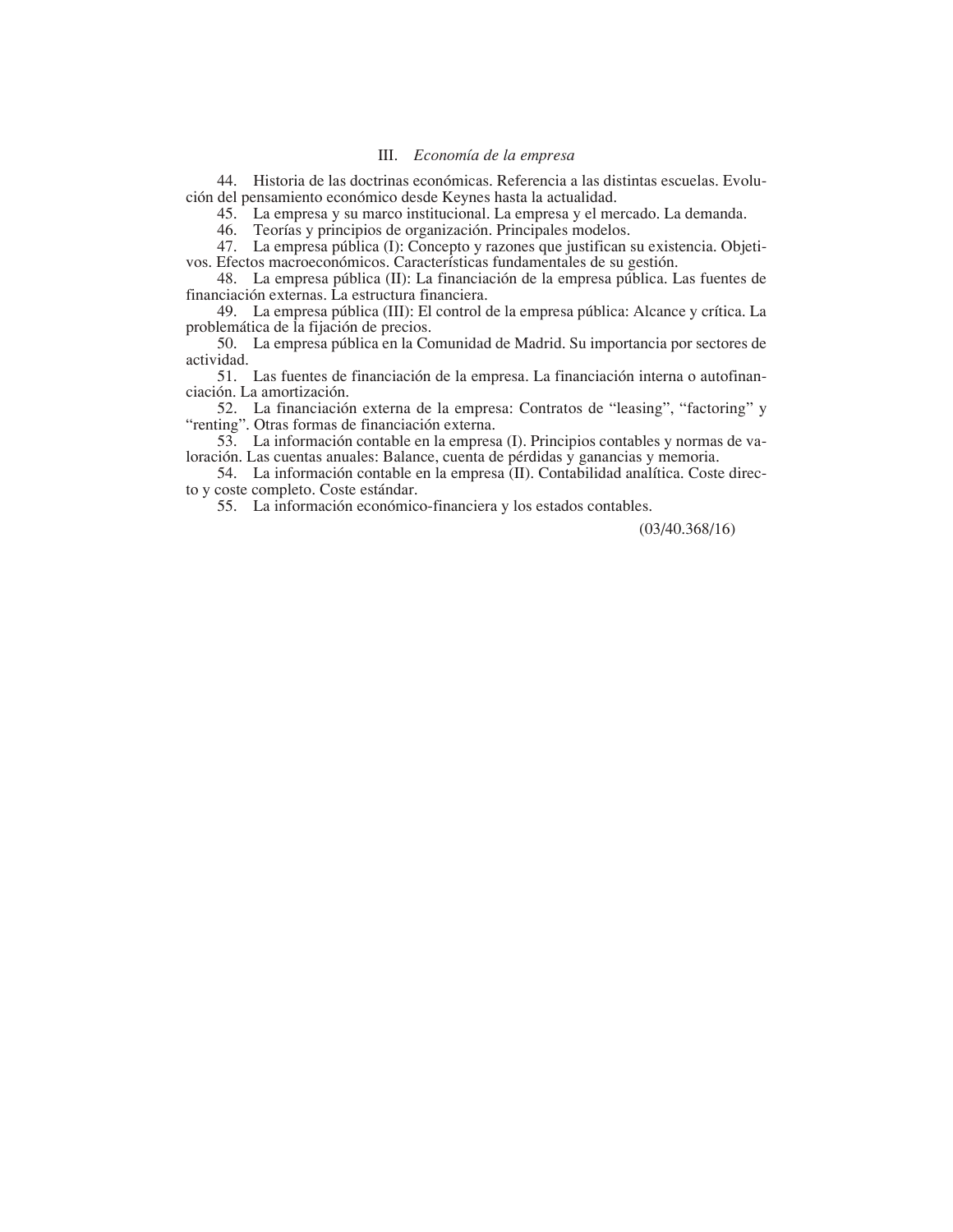## III. *Economía de la empresa*

44. Historia de las doctrinas económicas. Referencia a las distintas escuelas. Evolución del pensamiento económico desde Keynes hasta la actualidad.

45. La empresa y su marco institucional. La empresa y el mercado. La demanda.

46. Teorías y principios de organización. Principales modelos.

47. La empresa pública (I): Concepto y razones que justifican su existencia. Objetivos. Efectos macroeconómicos. Características fundamentales de su gestión.

48. La empresa pública (II): La financiación de la empresa pública. Las fuentes de financiación externas. La estructura financiera.

49. La empresa pública (III): El control de la empresa pública: Alcance y crítica. La problemática de la fijación de precios.

50. La empresa pública en la Comunidad de Madrid. Su importancia por sectores de actividad.

51. Las fuentes de financiación de la empresa. La financiación interna o autofinanciación. La amortización.

52. La financiación externa de la empresa: Contratos de "leasing", "factoring" y "renting". Otras formas de financiación externa.

53. La información contable en la empresa (I). Principios contables y normas de valoración. Las cuentas anuales: Balance, cuenta de pérdidas y ganancias y memoria.

54. La información contable en la empresa (II). Contabilidad analítica. Coste directo y coste completo. Coste estándar.

55. La información económico-financiera y los estados contables.

(03/40.368/16)